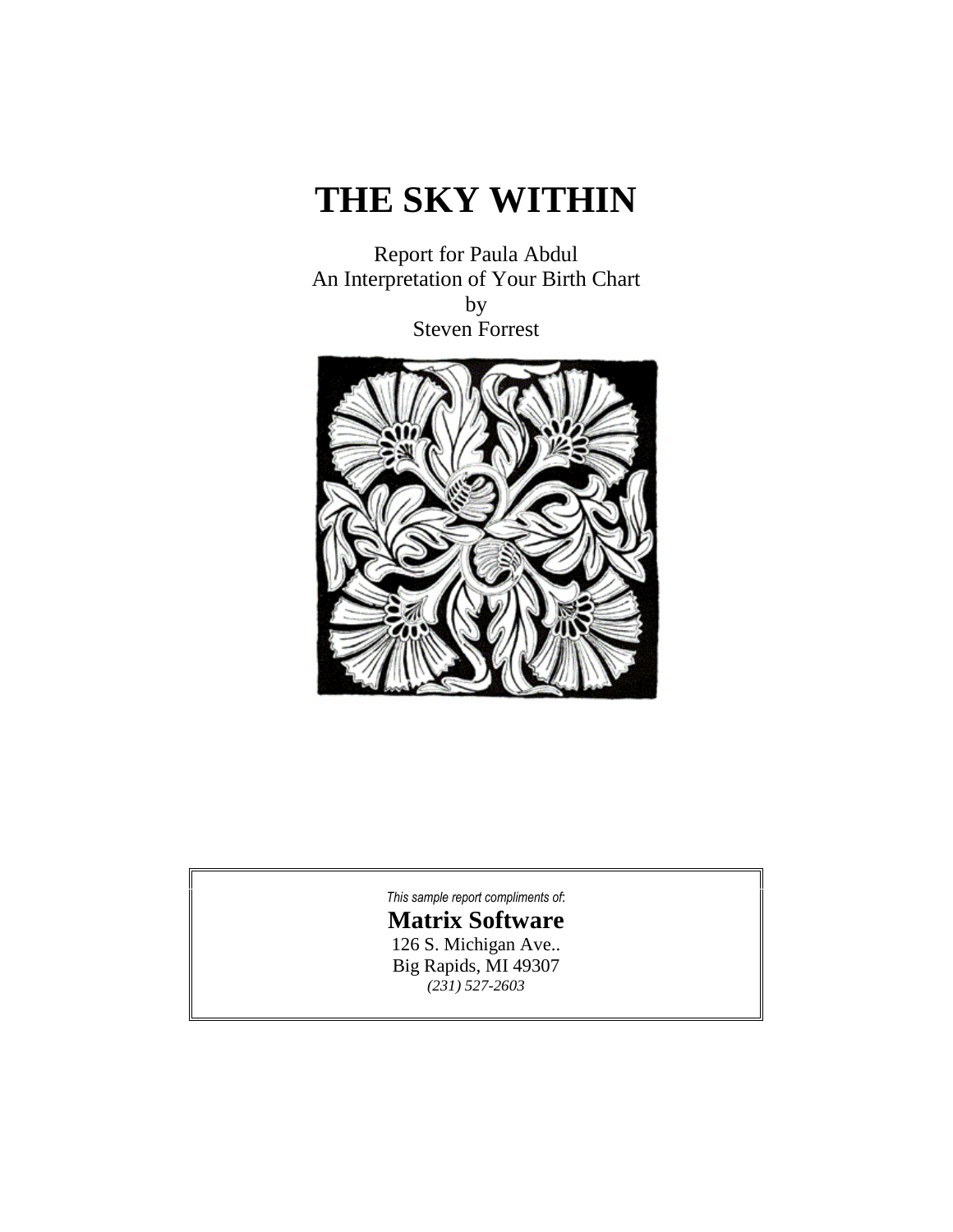# THE SKY WITHIN

Report for Paula Abdul
An Interpretation of Your Birth Chart
by
Steven Forrest

*This sample report compliments of:*

**Matrix Software**
126 S. Michigan Ave..
Big Rapids, MI 49307
*(231) 527-2603*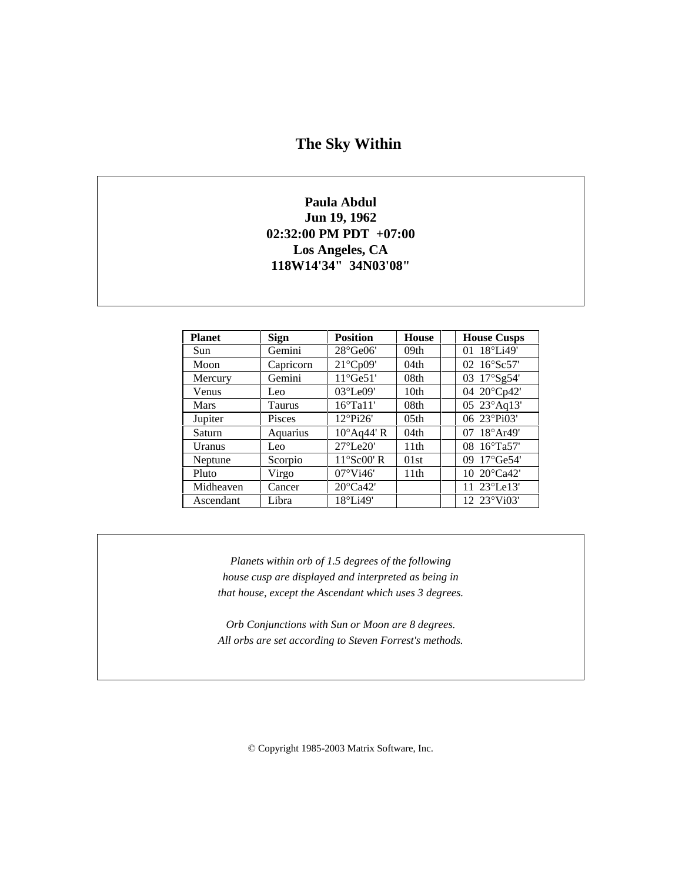# The Sky Within

**Paula Abdul**
**Jun 19, 1962**
**02:32:00 PM PDT +07:00**
**Los Angeles, CA**
**118W14'34" 34N03'08"**

| Planet | Sign | Position | House | | House Cusps |
|---|---|---|---|---|---|
| Sun | Gemini | 28°Ge06' | 09th | | 01 18°Li49' |
| Moon | Capricorn | 21°Cp09' | 04th | | 02 16°Sc57' |
| Mercury | Gemini | 11°Ge51' | 08th | | 03 17°Sg54' |
| Venus | Leo | 03°Le09' | 10th | | 04 20°Cp42' |
| Mars | Taurus | 16°Ta11' | 08th | | 05 23°Aq13' |
| Jupiter | Pisces | 12°Pi26' | 05th | | 06 23°Pi03' |
| Saturn | Aquarius | 10°Aq44' R | 04th | | 07 18°Ar49' |
| Uranus | Leo | 27°Le20' | 11th | | 08 16°Ta57' |
| Neptune | Scorpio | 11°Sc00' R | 01st | | 09 17°Ge54' |
| Pluto | Virgo | 07°Vi46' | 11th | | 10 20°Ca42' |
| Midheaven | Cancer | 20°Ca42' | | | 11 23°Le13' |
| Ascendant | Libra | 18°Li49' | | | 12 23°Vi03' |

*Planets within orb of 1.5 degrees of the following house cusp are displayed and interpreted as being in that house, except the Ascendant which uses 3 degrees.*

*Orb Conjunctions with Sun or Moon are 8 degrees. All orbs are set according to Steven Forrest's methods.*

© Copyright 1985-2003 Matrix Software, Inc.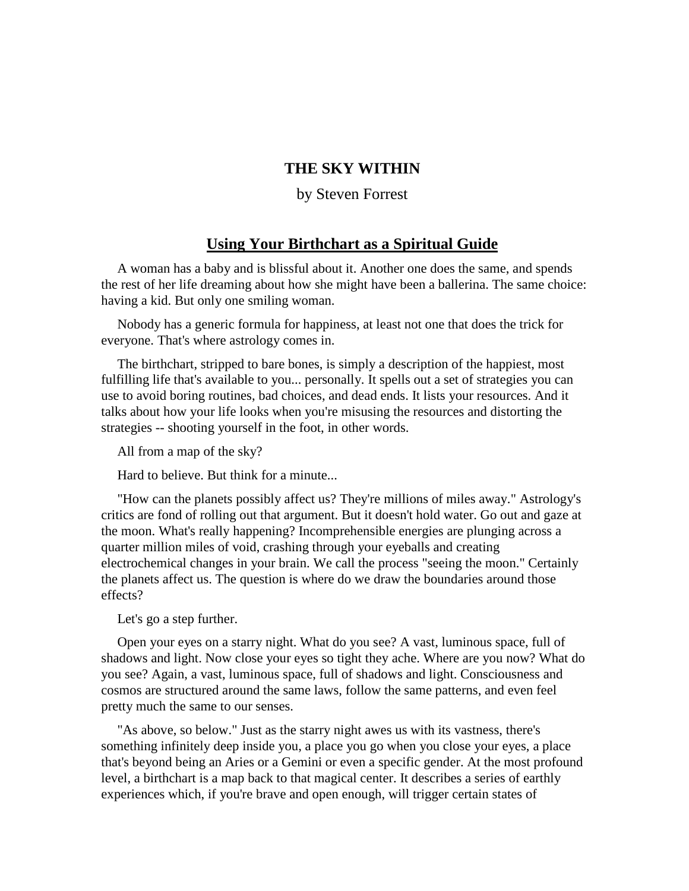# THE SKY WITHIN

by Steven Forrest

## Using Your Birthchart as a Spiritual Guide

A woman has a baby and is blissful about it. Another one does the same, and spends the rest of her life dreaming about how she might have been a ballerina. The same choice: having a kid. But only one smiling woman.

Nobody has a generic formula for happiness, at least not one that does the trick for everyone. That's where astrology comes in.

The birthchart, stripped to bare bones, is simply a description of the happiest, most fulfilling life that's available to you... personally. It spells out a set of strategies you can use to avoid boring routines, bad choices, and dead ends. It lists your resources. And it talks about how your life looks when you're misusing the resources and distorting the strategies -- shooting yourself in the foot, in other words.

All from a map of the sky?

Hard to believe. But think for a minute...

"How can the planets possibly affect us? They're millions of miles away." Astrology's critics are fond of rolling out that argument. But it doesn't hold water. Go out and gaze at the moon. What's really happening? Incomprehensible energies are plunging across a quarter million miles of void, crashing through your eyeballs and creating electrochemical changes in your brain. We call the process "seeing the moon." Certainly the planets affect us. The question is where do we draw the boundaries around those effects?

Let's go a step further.

Open your eyes on a starry night. What do you see? A vast, luminous space, full of shadows and light. Now close your eyes so tight they ache. Where are you now? What do you see? Again, a vast, luminous space, full of shadows and light. Consciousness and cosmos are structured around the same laws, follow the same patterns, and even feel pretty much the same to our senses.

"As above, so below." Just as the starry night awes us with its vastness, there's something infinitely deep inside you, a place you go when you close your eyes, a place that's beyond being an Aries or a Gemini or even a specific gender. At the most profound level, a birthchart is a map back to that magical center. It describes a series of earthly experiences which, if you're brave and open enough, will trigger certain states of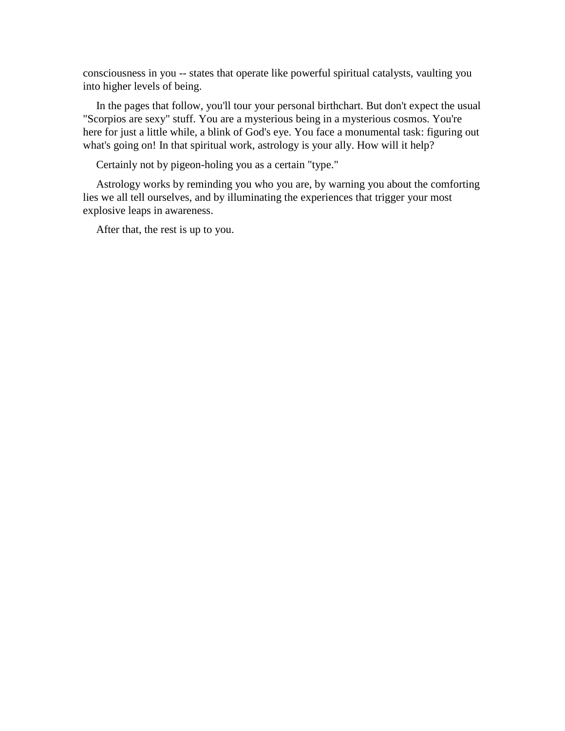consciousness in you -- states that operate like powerful spiritual catalysts, vaulting you into higher levels of being.

In the pages that follow, you'll tour your personal birthchart. But don't expect the usual "Scorpios are sexy" stuff. You are a mysterious being in a mysterious cosmos. You're here for just a little while, a blink of God's eye. You face a monumental task: figuring out what's going on! In that spiritual work, astrology is your ally. How will it help?

Certainly not by pigeon-holing you as a certain "type."

Astrology works by reminding you who you are, by warning you about the comforting lies we all tell ourselves, and by illuminating the experiences that trigger your most explosive leaps in awareness.

After that, the rest is up to you.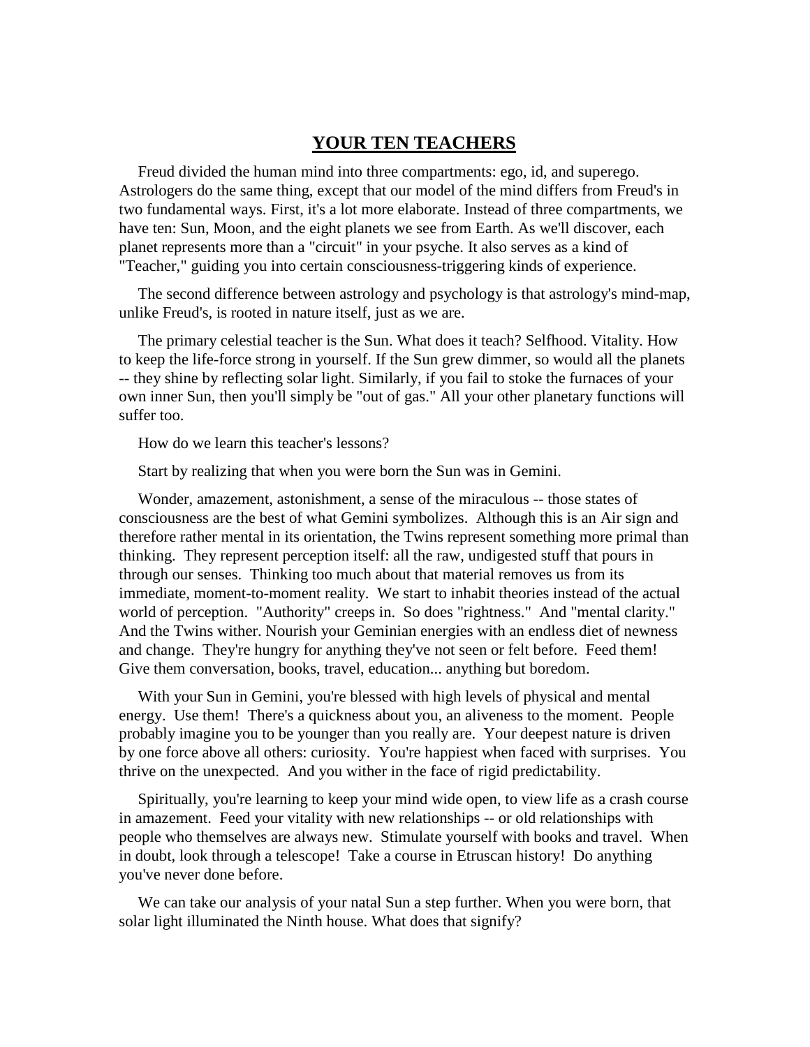## YOUR TEN TEACHERS

Freud divided the human mind into three compartments: ego, id, and superego. Astrologers do the same thing, except that our model of the mind differs from Freud's in two fundamental ways. First, it's a lot more elaborate. Instead of three compartments, we have ten: Sun, Moon, and the eight planets we see from Earth. As we'll discover, each planet represents more than a "circuit" in your psyche. It also serves as a kind of "Teacher," guiding you into certain consciousness-triggering kinds of experience.

The second difference between astrology and psychology is that astrology's mind-map, unlike Freud's, is rooted in nature itself, just as we are.

The primary celestial teacher is the Sun. What does it teach? Selfhood. Vitality. How to keep the life-force strong in yourself. If the Sun grew dimmer, so would all the planets -- they shine by reflecting solar light. Similarly, if you fail to stoke the furnaces of your own inner Sun, then you'll simply be "out of gas." All your other planetary functions will suffer too.

How do we learn this teacher's lessons?

Start by realizing that when you were born the Sun was in Gemini.

Wonder, amazement, astonishment, a sense of the miraculous -- those states of consciousness are the best of what Gemini symbolizes. Although this is an Air sign and therefore rather mental in its orientation, the Twins represent something more primal than thinking. They represent perception itself: all the raw, undigested stuff that pours in through our senses. Thinking too much about that material removes us from its immediate, moment-to-moment reality. We start to inhabit theories instead of the actual world of perception. "Authority" creeps in. So does "rightness." And "mental clarity." And the Twins wither. Nourish your Geminian energies with an endless diet of newness and change. They're hungry for anything they've not seen or felt before. Feed them! Give them conversation, books, travel, education... anything but boredom.

With your Sun in Gemini, you're blessed with high levels of physical and mental energy. Use them! There's a quickness about you, an aliveness to the moment. People probably imagine you to be younger than you really are. Your deepest nature is driven by one force above all others: curiosity. You're happiest when faced with surprises. You thrive on the unexpected. And you wither in the face of rigid predictability.

Spiritually, you're learning to keep your mind wide open, to view life as a crash course in amazement. Feed your vitality with new relationships -- or old relationships with people who themselves are always new. Stimulate yourself with books and travel. When in doubt, look through a telescope! Take a course in Etruscan history! Do anything you've never done before.

We can take our analysis of your natal Sun a step further. When you were born, that solar light illuminated the Ninth house. What does that signify?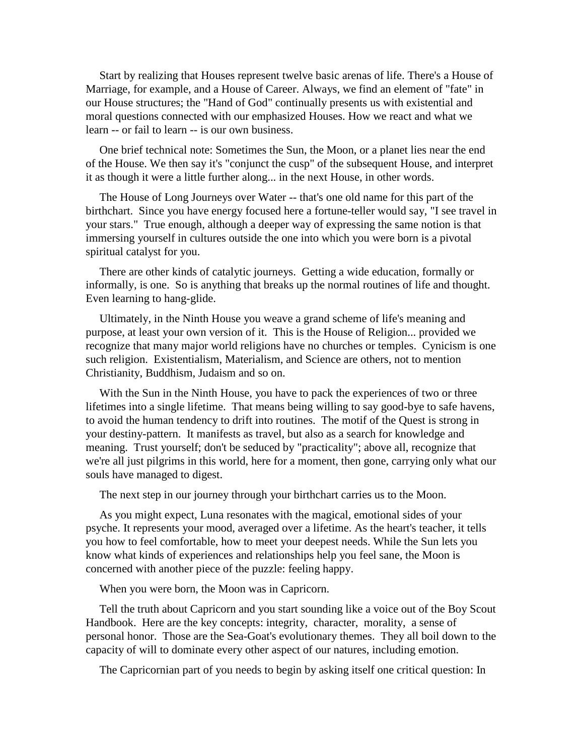Start by realizing that Houses represent twelve basic arenas of life. There's a House of Marriage, for example, and a House of Career. Always, we find an element of "fate" in our House structures; the "Hand of God" continually presents us with existential and moral questions connected with our emphasized Houses. How we react and what we learn -- or fail to learn -- is our own business.

One brief technical note: Sometimes the Sun, the Moon, or a planet lies near the end of the House. We then say it's "conjunct the cusp" of the subsequent House, and interpret it as though it were a little further along... in the next House, in other words.

The House of Long Journeys over Water -- that's one old name for this part of the birthchart. Since you have energy focused here a fortune-teller would say, "I see travel in your stars." True enough, although a deeper way of expressing the same notion is that immersing yourself in cultures outside the one into which you were born is a pivotal spiritual catalyst for you.

There are other kinds of catalytic journeys. Getting a wide education, formally or informally, is one. So is anything that breaks up the normal routines of life and thought. Even learning to hang-glide.

Ultimately, in the Ninth House you weave a grand scheme of life's meaning and purpose, at least your own version of it. This is the House of Religion... provided we recognize that many major world religions have no churches or temples. Cynicism is one such religion. Existentialism, Materialism, and Science are others, not to mention Christianity, Buddhism, Judaism and so on.

With the Sun in the Ninth House, you have to pack the experiences of two or three lifetimes into a single lifetime. That means being willing to say good-bye to safe havens, to avoid the human tendency to drift into routines. The motif of the Quest is strong in your destiny-pattern. It manifests as travel, but also as a search for knowledge and meaning. Trust yourself; don't be seduced by "practicality"; above all, recognize that we're all just pilgrims in this world, here for a moment, then gone, carrying only what our souls have managed to digest.

The next step in our journey through your birthchart carries us to the Moon.

As you might expect, Luna resonates with the magical, emotional sides of your psyche. It represents your mood, averaged over a lifetime. As the heart's teacher, it tells you how to feel comfortable, how to meet your deepest needs. While the Sun lets you know what kinds of experiences and relationships help you feel sane, the Moon is concerned with another piece of the puzzle: feeling happy.

When you were born, the Moon was in Capricorn.

Tell the truth about Capricorn and you start sounding like a voice out of the Boy Scout Handbook. Here are the key concepts: integrity, character, morality, a sense of personal honor. Those are the Sea-Goat's evolutionary themes. They all boil down to the capacity of will to dominate every other aspect of our natures, including emotion.

The Capricornian part of you needs to begin by asking itself one critical question: In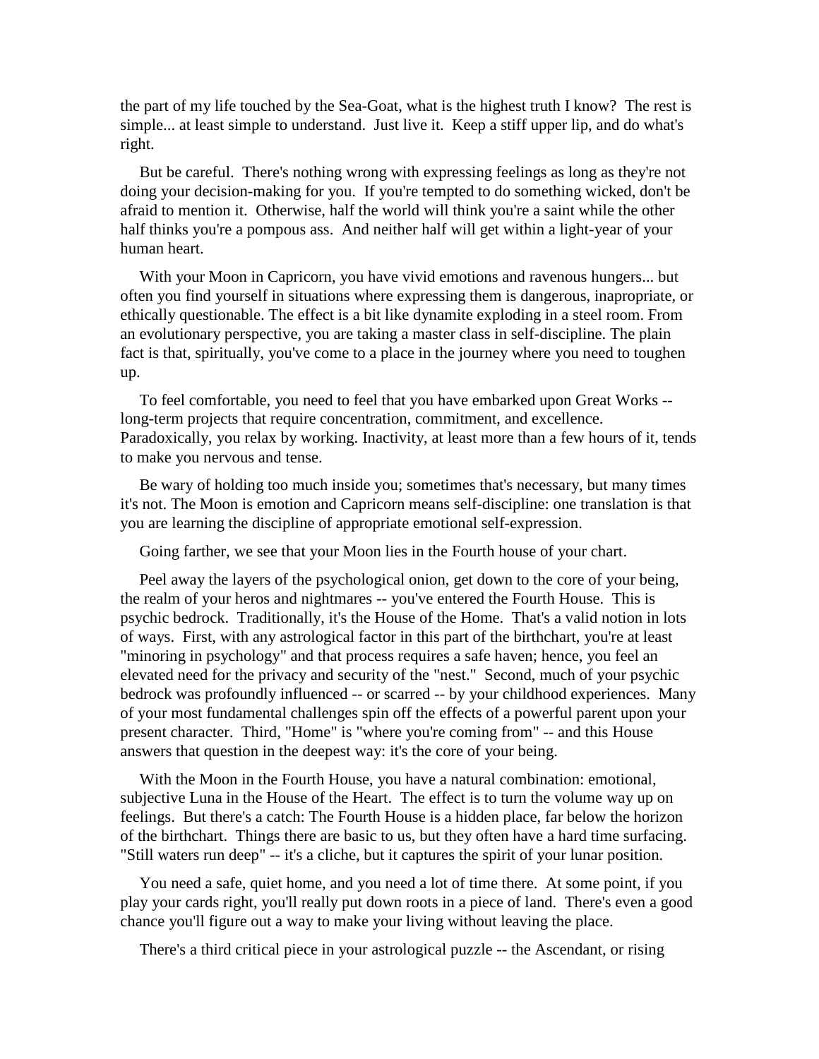the part of my life touched by the Sea-Goat, what is the highest truth I know? The rest is simple... at least simple to understand. Just live it. Keep a stiff upper lip, and do what's right.

But be careful. There's nothing wrong with expressing feelings as long as they're not doing your decision-making for you. If you're tempted to do something wicked, don't be afraid to mention it. Otherwise, half the world will think you're a saint while the other half thinks you're a pompous ass. And neither half will get within a light-year of your human heart.

With your Moon in Capricorn, you have vivid emotions and ravenous hungers... but often you find yourself in situations where expressing them is dangerous, inapropriate, or ethically questionable. The effect is a bit like dynamite exploding in a steel room. From an evolutionary perspective, you are taking a master class in self-discipline. The plain fact is that, spiritually, you've come to a place in the journey where you need to toughen up.

To feel comfortable, you need to feel that you have embarked upon Great Works -- long-term projects that require concentration, commitment, and excellence. Paradoxically, you relax by working. Inactivity, at least more than a few hours of it, tends to make you nervous and tense.

Be wary of holding too much inside you; sometimes that's necessary, but many times it's not. The Moon is emotion and Capricorn means self-discipline: one translation is that you are learning the discipline of appropriate emotional self-expression.

Going farther, we see that your Moon lies in the Fourth house of your chart.

Peel away the layers of the psychological onion, get down to the core of your being, the realm of your heros and nightmares -- you've entered the Fourth House. This is psychic bedrock. Traditionally, it's the House of the Home. That's a valid notion in lots of ways. First, with any astrological factor in this part of the birthchart, you're at least "minoring in psychology" and that process requires a safe haven; hence, you feel an elevated need for the privacy and security of the "nest." Second, much of your psychic bedrock was profoundly influenced -- or scarred -- by your childhood experiences. Many of your most fundamental challenges spin off the effects of a powerful parent upon your present character. Third, "Home" is "where you're coming from" -- and this House answers that question in the deepest way: it's the core of your being.

With the Moon in the Fourth House, you have a natural combination: emotional, subjective Luna in the House of the Heart. The effect is to turn the volume way up on feelings. But there's a catch: The Fourth House is a hidden place, far below the horizon of the birthchart. Things there are basic to us, but they often have a hard time surfacing. "Still waters run deep" -- it's a cliche, but it captures the spirit of your lunar position.

You need a safe, quiet home, and you need a lot of time there. At some point, if you play your cards right, you'll really put down roots in a piece of land. There's even a good chance you'll figure out a way to make your living without leaving the place.

There's a third critical piece in your astrological puzzle -- the Ascendant, or rising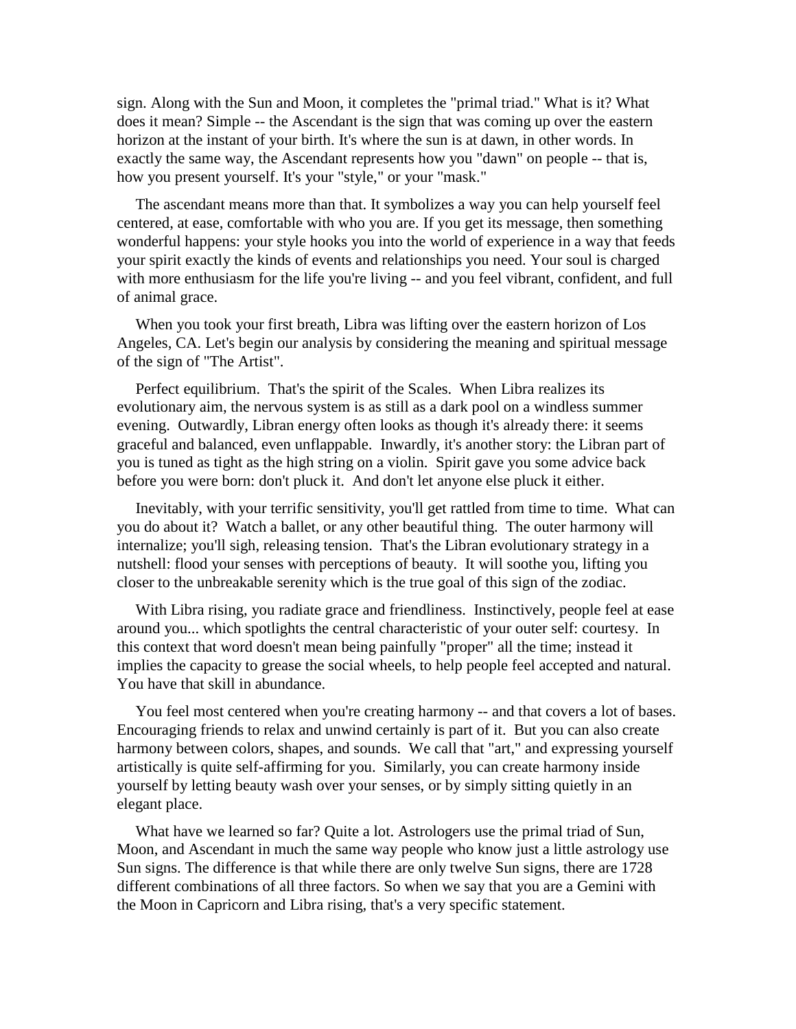sign. Along with the Sun and Moon, it completes the "primal triad." What is it? What does it mean? Simple -- the Ascendant is the sign that was coming up over the eastern horizon at the instant of your birth. It's where the sun is at dawn, in other words. In exactly the same way, the Ascendant represents how you "dawn" on people -- that is, how you present yourself. It's your "style," or your "mask."

The ascendant means more than that. It symbolizes a way you can help yourself feel centered, at ease, comfortable with who you are. If you get its message, then something wonderful happens: your style hooks you into the world of experience in a way that feeds your spirit exactly the kinds of events and relationships you need. Your soul is charged with more enthusiasm for the life you're living -- and you feel vibrant, confident, and full of animal grace.

When you took your first breath, Libra was lifting over the eastern horizon of Los Angeles, CA. Let's begin our analysis by considering the meaning and spiritual message of the sign of "The Artist".

Perfect equilibrium. That's the spirit of the Scales. When Libra realizes its evolutionary aim, the nervous system is as still as a dark pool on a windless summer evening. Outwardly, Libran energy often looks as though it's already there: it seems graceful and balanced, even unflappable. Inwardly, it's another story: the Libran part of you is tuned as tight as the high string on a violin. Spirit gave you some advice back before you were born: don't pluck it. And don't let anyone else pluck it either.

Inevitably, with your terrific sensitivity, you'll get rattled from time to time. What can you do about it? Watch a ballet, or any other beautiful thing. The outer harmony will internalize; you'll sigh, releasing tension. That's the Libran evolutionary strategy in a nutshell: flood your senses with perceptions of beauty. It will soothe you, lifting you closer to the unbreakable serenity which is the true goal of this sign of the zodiac.

With Libra rising, you radiate grace and friendliness. Instinctively, people feel at ease around you... which spotlights the central characteristic of your outer self: courtesy. In this context that word doesn't mean being painfully "proper" all the time; instead it implies the capacity to grease the social wheels, to help people feel accepted and natural. You have that skill in abundance.

You feel most centered when you're creating harmony -- and that covers a lot of bases. Encouraging friends to relax and unwind certainly is part of it. But you can also create harmony between colors, shapes, and sounds. We call that "art," and expressing yourself artistically is quite self-affirming for you. Similarly, you can create harmony inside yourself by letting beauty wash over your senses, or by simply sitting quietly in an elegant place.

What have we learned so far? Quite a lot. Astrologers use the primal triad of Sun, Moon, and Ascendant in much the same way people who know just a little astrology use Sun signs. The difference is that while there are only twelve Sun signs, there are 1728 different combinations of all three factors. So when we say that you are a Gemini with the Moon in Capricorn and Libra rising, that's a very specific statement.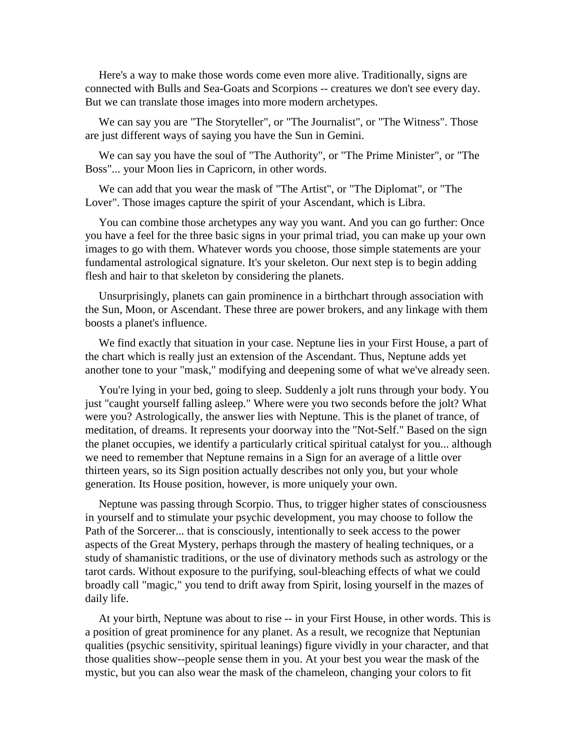Here's a way to make those words come even more alive. Traditionally, signs are connected with Bulls and Sea-Goats and Scorpions -- creatures we don't see every day. But we can translate those images into more modern archetypes.

We can say you are "The Storyteller", or "The Journalist", or "The Witness". Those are just different ways of saying you have the Sun in Gemini.

We can say you have the soul of "The Authority", or "The Prime Minister", or "The Boss"... your Moon lies in Capricorn, in other words.

We can add that you wear the mask of "The Artist", or "The Diplomat", or "The Lover". Those images capture the spirit of your Ascendant, which is Libra.

You can combine those archetypes any way you want. And you can go further: Once you have a feel for the three basic signs in your primal triad, you can make up your own images to go with them. Whatever words you choose, those simple statements are your fundamental astrological signature. It's your skeleton. Our next step is to begin adding flesh and hair to that skeleton by considering the planets.

Unsurprisingly, planets can gain prominence in a birthchart through association with the Sun, Moon, or Ascendant. These three are power brokers, and any linkage with them boosts a planet's influence.

We find exactly that situation in your case. Neptune lies in your First House, a part of the chart which is really just an extension of the Ascendant. Thus, Neptune adds yet another tone to your "mask," modifying and deepening some of what we've already seen.

You're lying in your bed, going to sleep. Suddenly a jolt runs through your body. You just "caught yourself falling asleep." Where were you two seconds before the jolt? What were you? Astrologically, the answer lies with Neptune. This is the planet of trance, of meditation, of dreams. It represents your doorway into the "Not-Self." Based on the sign the planet occupies, we identify a particularly critical spiritual catalyst for you... although we need to remember that Neptune remains in a Sign for an average of a little over thirteen years, so its Sign position actually describes not only you, but your whole generation. Its House position, however, is more uniquely your own.

Neptune was passing through Scorpio. Thus, to trigger higher states of consciousness in yourself and to stimulate your psychic development, you may choose to follow the Path of the Sorcerer... that is consciously, intentionally to seek access to the power aspects of the Great Mystery, perhaps through the mastery of healing techniques, or a study of shamanistic traditions, or the use of divinatory methods such as astrology or the tarot cards. Without exposure to the purifying, soul-bleaching effects of what we could broadly call "magic," you tend to drift away from Spirit, losing yourself in the mazes of daily life.

At your birth, Neptune was about to rise -- in your First House, in other words. This is a position of great prominence for any planet. As a result, we recognize that Neptunian qualities (psychic sensitivity, spiritual leanings) figure vividly in your character, and that those qualities show--people sense them in you. At your best you wear the mask of the mystic, but you can also wear the mask of the chameleon, changing your colors to fit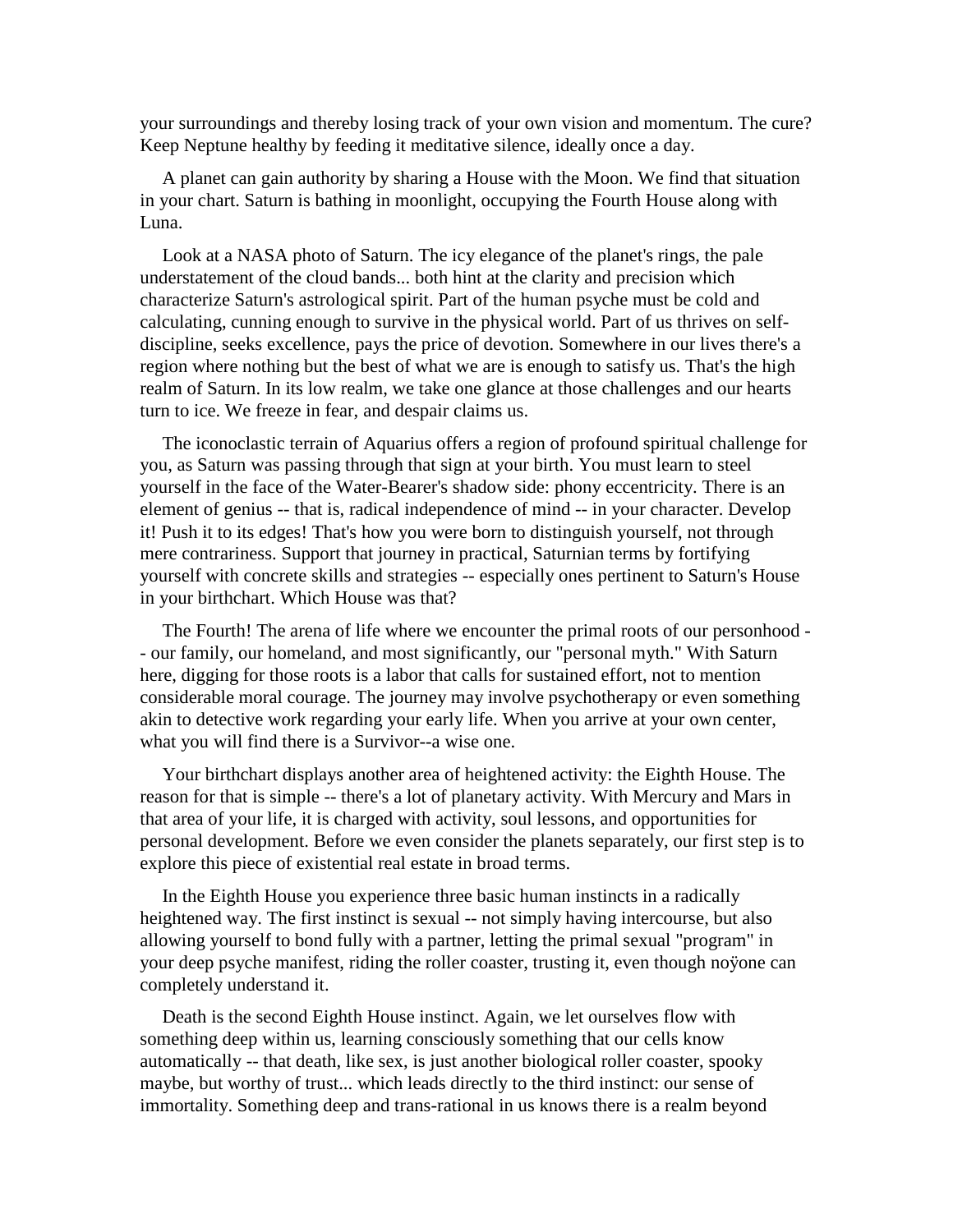your surroundings and thereby losing track of your own vision and momentum. The cure? Keep Neptune healthy by feeding it meditative silence, ideally once a day.

A planet can gain authority by sharing a House with the Moon. We find that situation in your chart. Saturn is bathing in moonlight, occupying the Fourth House along with Luna.

Look at a NASA photo of Saturn. The icy elegance of the planet's rings, the pale understatement of the cloud bands... both hint at the clarity and precision which characterize Saturn's astrological spirit. Part of the human psyche must be cold and calculating, cunning enough to survive in the physical world. Part of us thrives on self-discipline, seeks excellence, pays the price of devotion. Somewhere in our lives there's a region where nothing but the best of what we are is enough to satisfy us. That's the high realm of Saturn. In its low realm, we take one glance at those challenges and our hearts turn to ice. We freeze in fear, and despair claims us.

The iconoclastic terrain of Aquarius offers a region of profound spiritual challenge for you, as Saturn was passing through that sign at your birth. You must learn to steel yourself in the face of the Water-Bearer's shadow side: phony eccentricity. There is an element of genius -- that is, radical independence of mind -- in your character. Develop it! Push it to its edges! That's how you were born to distinguish yourself, not through mere contrariness. Support that journey in practical, Saturnian terms by fortifying yourself with concrete skills and strategies -- especially ones pertinent to Saturn's House in your birthchart. Which House was that?

The Fourth! The arena of life where we encounter the primal roots of our personhood -- our family, our homeland, and most significantly, our "personal myth." With Saturn here, digging for those roots is a labor that calls for sustained effort, not to mention considerable moral courage. The journey may involve psychotherapy or even something akin to detective work regarding your early life. When you arrive at your own center, what you will find there is a Survivor--a wise one.

Your birthchart displays another area of heightened activity: the Eighth House. The reason for that is simple -- there's a lot of planetary activity. With Mercury and Mars in that area of your life, it is charged with activity, soul lessons, and opportunities for personal development. Before we even consider the planets separately, our first step is to explore this piece of existential real estate in broad terms.

In the Eighth House you experience three basic human instincts in a radically heightened way. The first instinct is sexual -- not simply having intercourse, but also allowing yourself to bond fully with a partner, letting the primal sexual "program" in your deep psyche manifest, riding the roller coaster, trusting it, even though noÿone can completely understand it.

Death is the second Eighth House instinct. Again, we let ourselves flow with something deep within us, learning consciously something that our cells know automatically -- that death, like sex, is just another biological roller coaster, spooky maybe, but worthy of trust... which leads directly to the third instinct: our sense of immortality. Something deep and trans-rational in us knows there is a realm beyond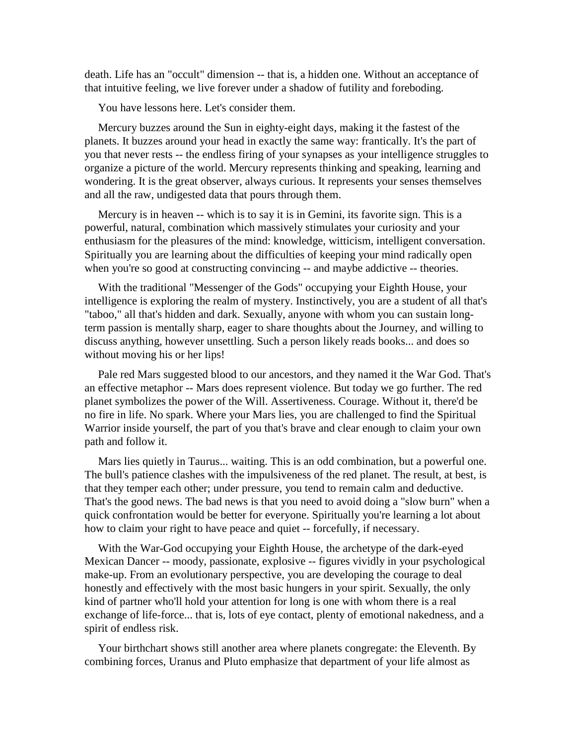death. Life has an "occult" dimension -- that is, a hidden one. Without an acceptance of that intuitive feeling, we live forever under a shadow of futility and foreboding.

You have lessons here. Let's consider them.

Mercury buzzes around the Sun in eighty-eight days, making it the fastest of the planets. It buzzes around your head in exactly the same way: frantically. It's the part of you that never rests -- the endless firing of your synapses as your intelligence struggles to organize a picture of the world. Mercury represents thinking and speaking, learning and wondering. It is the great observer, always curious. It represents your senses themselves and all the raw, undigested data that pours through them.

Mercury is in heaven -- which is to say it is in Gemini, its favorite sign. This is a powerful, natural, combination which massively stimulates your curiosity and your enthusiasm for the pleasures of the mind: knowledge, witticism, intelligent conversation. Spiritually you are learning about the difficulties of keeping your mind radically open when you're so good at constructing convincing -- and maybe addictive -- theories.

With the traditional "Messenger of the Gods" occupying your Eighth House, your intelligence is exploring the realm of mystery. Instinctively, you are a student of all that's "taboo," all that's hidden and dark. Sexually, anyone with whom you can sustain long-term passion is mentally sharp, eager to share thoughts about the Journey, and willing to discuss anything, however unsettling. Such a person likely reads books... and does so without moving his or her lips!

Pale red Mars suggested blood to our ancestors, and they named it the War God. That's an effective metaphor -- Mars does represent violence. But today we go further. The red planet symbolizes the power of the Will. Assertiveness. Courage. Without it, there'd be no fire in life. No spark. Where your Mars lies, you are challenged to find the Spiritual Warrior inside yourself, the part of you that's brave and clear enough to claim your own path and follow it.

Mars lies quietly in Taurus... waiting. This is an odd combination, but a powerful one. The bull's patience clashes with the impulsiveness of the red planet. The result, at best, is that they temper each other; under pressure, you tend to remain calm and deductive. That's the good news. The bad news is that you need to avoid doing a "slow burn" when a quick confrontation would be better for everyone. Spiritually you're learning a lot about how to claim your right to have peace and quiet -- forcefully, if necessary.

With the War-God occupying your Eighth House, the archetype of the dark-eyed Mexican Dancer -- moody, passionate, explosive -- figures vividly in your psychological make-up. From an evolutionary perspective, you are developing the courage to deal honestly and effectively with the most basic hungers in your spirit. Sexually, the only kind of partner who'll hold your attention for long is one with whom there is a real exchange of life-force... that is, lots of eye contact, plenty of emotional nakedness, and a spirit of endless risk.

Your birthchart shows still another area where planets congregate: the Eleventh. By combining forces, Uranus and Pluto emphasize that department of your life almost as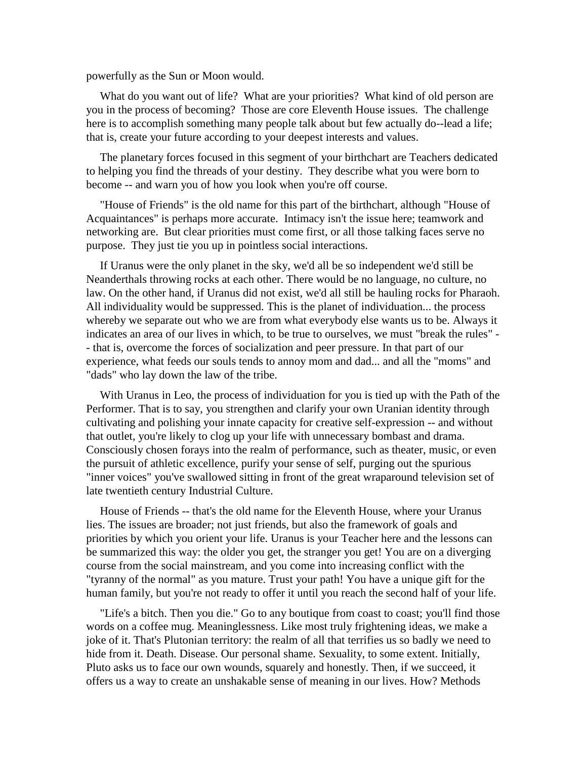powerfully as the Sun or Moon would.

What do you want out of life? What are your priorities? What kind of old person are you in the process of becoming? Those are core Eleventh House issues. The challenge here is to accomplish something many people talk about but few actually do--lead a life; that is, create your future according to your deepest interests and values.

The planetary forces focused in this segment of your birthchart are Teachers dedicated to helping you find the threads of your destiny. They describe what you were born to become -- and warn you of how you look when you're off course.

"House of Friends" is the old name for this part of the birthchart, although "House of Acquaintances" is perhaps more accurate. Intimacy isn't the issue here; teamwork and networking are. But clear priorities must come first, or all those talking faces serve no purpose. They just tie you up in pointless social interactions.

If Uranus were the only planet in the sky, we'd all be so independent we'd still be Neanderthals throwing rocks at each other. There would be no language, no culture, no law. On the other hand, if Uranus did not exist, we'd all still be hauling rocks for Pharaoh. All individuality would be suppressed. This is the planet of individuation... the process whereby we separate out who we are from what everybody else wants us to be. Always it indicates an area of our lives in which, to be true to ourselves, we must "break the rules" -- that is, overcome the forces of socialization and peer pressure. In that part of our experience, what feeds our souls tends to annoy mom and dad... and all the "moms" and "dads" who lay down the law of the tribe.

With Uranus in Leo, the process of individuation for you is tied up with the Path of the Performer. That is to say, you strengthen and clarify your own Uranian identity through cultivating and polishing your innate capacity for creative self-expression -- and without that outlet, you're likely to clog up your life with unnecessary bombast and drama. Consciously chosen forays into the realm of performance, such as theater, music, or even the pursuit of athletic excellence, purify your sense of self, purging out the spurious "inner voices" you've swallowed sitting in front of the great wraparound television set of late twentieth century Industrial Culture.

House of Friends -- that's the old name for the Eleventh House, where your Uranus lies. The issues are broader; not just friends, but also the framework of goals and priorities by which you orient your life. Uranus is your Teacher here and the lessons can be summarized this way: the older you get, the stranger you get! You are on a diverging course from the social mainstream, and you come into increasing conflict with the "tyranny of the normal" as you mature. Trust your path! You have a unique gift for the human family, but you're not ready to offer it until you reach the second half of your life.

"Life's a bitch. Then you die." Go to any boutique from coast to coast; you'll find those words on a coffee mug. Meaninglessness. Like most truly frightening ideas, we make a joke of it. That's Plutonian territory: the realm of all that terrifies us so badly we need to hide from it. Death. Disease. Our personal shame. Sexuality, to some extent. Initially, Pluto asks us to face our own wounds, squarely and honestly. Then, if we succeed, it offers us a way to create an unshakable sense of meaning in our lives. How? Methods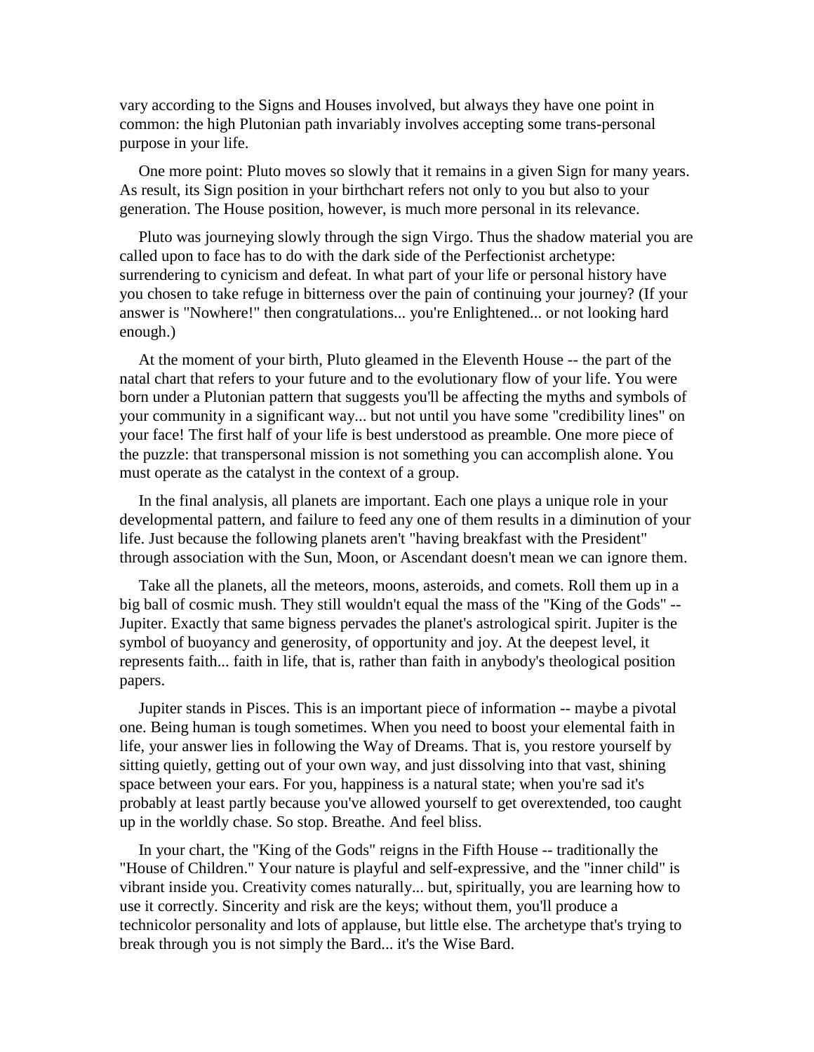vary according to the Signs and Houses involved, but always they have one point in common: the high Plutonian path invariably involves accepting some trans-personal purpose in your life.

One more point: Pluto moves so slowly that it remains in a given Sign for many years. As result, its Sign position in your birthchart refers not only to you but also to your generation. The House position, however, is much more personal in its relevance.

Pluto was journeying slowly through the sign Virgo. Thus the shadow material you are called upon to face has to do with the dark side of the Perfectionist archetype: surrendering to cynicism and defeat. In what part of your life or personal history have you chosen to take refuge in bitterness over the pain of continuing your journey? (If your answer is "Nowhere!" then congratulations... you're Enlightened... or not looking hard enough.)

At the moment of your birth, Pluto gleamed in the Eleventh House -- the part of the natal chart that refers to your future and to the evolutionary flow of your life. You were born under a Plutonian pattern that suggests you'll be affecting the myths and symbols of your community in a significant way... but not until you have some "credibility lines" on your face! The first half of your life is best understood as preamble. One more piece of the puzzle: that transpersonal mission is not something you can accomplish alone. You must operate as the catalyst in the context of a group.

In the final analysis, all planets are important. Each one plays a unique role in your developmental pattern, and failure to feed any one of them results in a diminution of your life. Just because the following planets aren't "having breakfast with the President" through association with the Sun, Moon, or Ascendant doesn't mean we can ignore them.

Take all the planets, all the meteors, moons, asteroids, and comets. Roll them up in a big ball of cosmic mush. They still wouldn't equal the mass of the "King of the Gods" -- Jupiter. Exactly that same bigness pervades the planet's astrological spirit. Jupiter is the symbol of buoyancy and generosity, of opportunity and joy. At the deepest level, it represents faith... faith in life, that is, rather than faith in anybody's theological position papers.

Jupiter stands in Pisces. This is an important piece of information -- maybe a pivotal one. Being human is tough sometimes. When you need to boost your elemental faith in life, your answer lies in following the Way of Dreams. That is, you restore yourself by sitting quietly, getting out of your own way, and just dissolving into that vast, shining space between your ears. For you, happiness is a natural state; when you're sad it's probably at least partly because you've allowed yourself to get overextended, too caught up in the worldly chase. So stop. Breathe. And feel bliss.

In your chart, the "King of the Gods" reigns in the Fifth House -- traditionally the "House of Children." Your nature is playful and self-expressive, and the "inner child" is vibrant inside you. Creativity comes naturally... but, spiritually, you are learning how to use it correctly. Sincerity and risk are the keys; without them, you'll produce a technicolor personality and lots of applause, but little else. The archetype that's trying to break through you is not simply the Bard... it's the Wise Bard.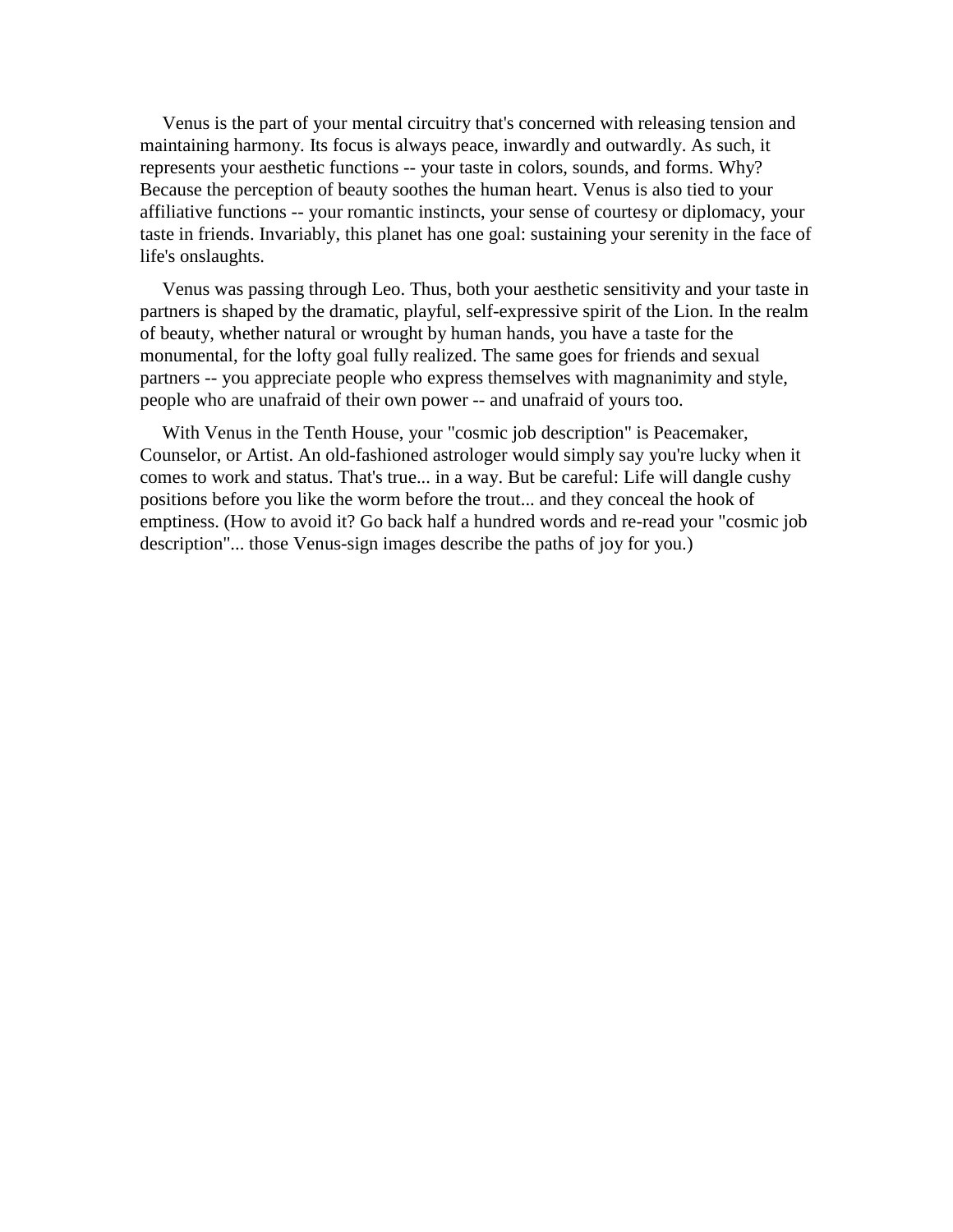Venus is the part of your mental circuitry that's concerned with releasing tension and maintaining harmony. Its focus is always peace, inwardly and outwardly. As such, it represents your aesthetic functions -- your taste in colors, sounds, and forms. Why? Because the perception of beauty soothes the human heart. Venus is also tied to your affiliative functions -- your romantic instincts, your sense of courtesy or diplomacy, your taste in friends. Invariably, this planet has one goal: sustaining your serenity in the face of life's onslaughts.

Venus was passing through Leo. Thus, both your aesthetic sensitivity and your taste in partners is shaped by the dramatic, playful, self-expressive spirit of the Lion. In the realm of beauty, whether natural or wrought by human hands, you have a taste for the monumental, for the lofty goal fully realized. The same goes for friends and sexual partners -- you appreciate people who express themselves with magnanimity and style, people who are unafraid of their own power -- and unafraid of yours too.

With Venus in the Tenth House, your "cosmic job description" is Peacemaker, Counselor, or Artist. An old-fashioned astrologer would simply say you're lucky when it comes to work and status. That's true... in a way. But be careful: Life will dangle cushy positions before you like the worm before the trout... and they conceal the hook of emptiness. (How to avoid it? Go back half a hundred words and re-read your "cosmic job description"... those Venus-sign images describe the paths of joy for you.)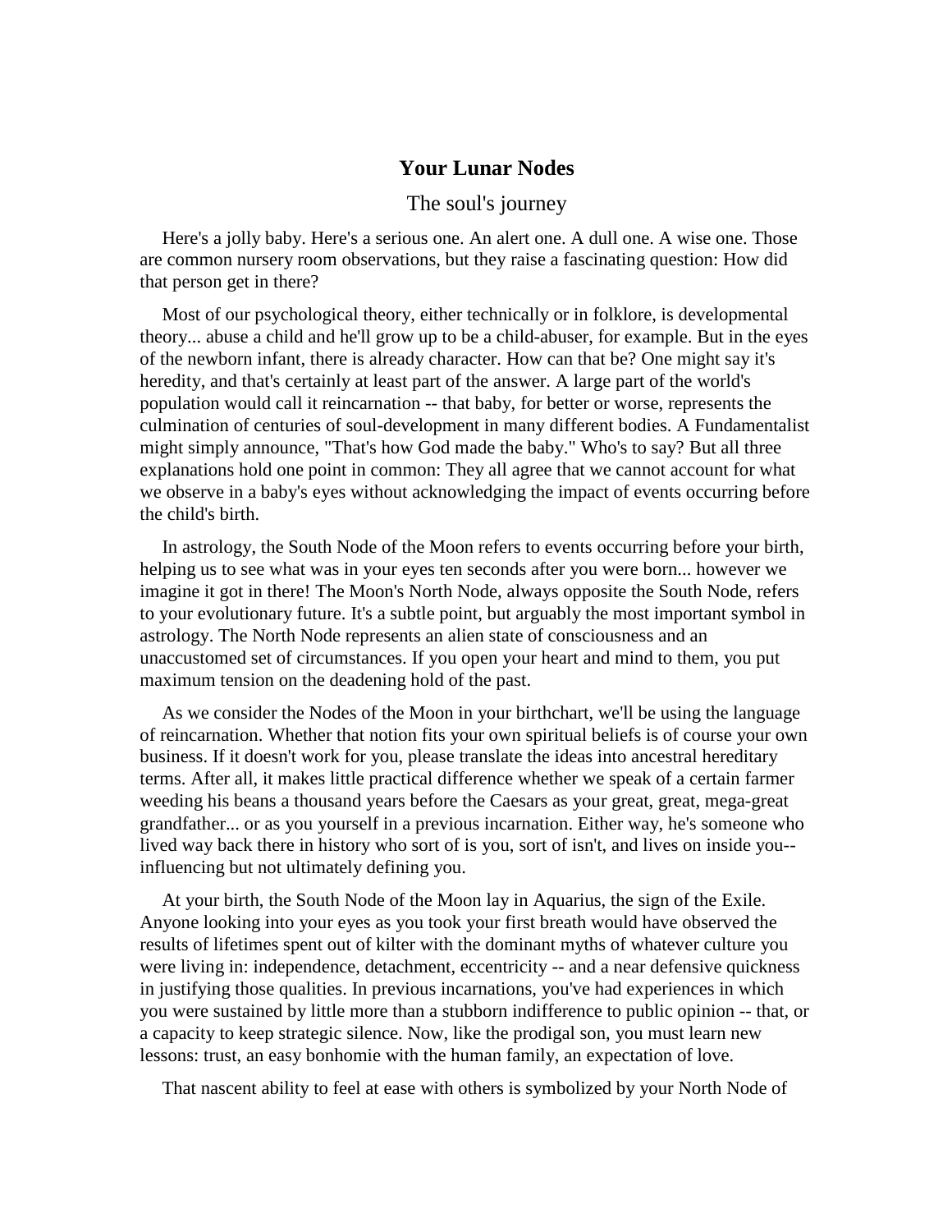## Your Lunar Nodes

The soul's journey

Here's a jolly baby. Here's a serious one. An alert one. A dull one. A wise one. Those are common nursery room observations, but they raise a fascinating question: How did that person get in there?

Most of our psychological theory, either technically or in folklore, is developmental theory... abuse a child and he'll grow up to be a child-abuser, for example. But in the eyes of the newborn infant, there is already character. How can that be? One might say it's heredity, and that's certainly at least part of the answer. A large part of the world's population would call it reincarnation -- that baby, for better or worse, represents the culmination of centuries of soul-development in many different bodies. A Fundamentalist might simply announce, "That's how God made the baby." Who's to say? But all three explanations hold one point in common: They all agree that we cannot account for what we observe in a baby's eyes without acknowledging the impact of events occurring before the child's birth.

In astrology, the South Node of the Moon refers to events occurring before your birth, helping us to see what was in your eyes ten seconds after you were born... however we imagine it got in there! The Moon's North Node, always opposite the South Node, refers to your evolutionary future. It's a subtle point, but arguably the most important symbol in astrology. The North Node represents an alien state of consciousness and an unaccustomed set of circumstances. If you open your heart and mind to them, you put maximum tension on the deadening hold of the past.

As we consider the Nodes of the Moon in your birthchart, we'll be using the language of reincarnation. Whether that notion fits your own spiritual beliefs is of course your own business. If it doesn't work for you, please translate the ideas into ancestral hereditary terms. After all, it makes little practical difference whether we speak of a certain farmer weeding his beans a thousand years before the Caesars as your great, great, mega-great grandfather... or as you yourself in a previous incarnation. Either way, he's someone who lived way back there in history who sort of is you, sort of isn't, and lives on inside you--influencing but not ultimately defining you.

At your birth, the South Node of the Moon lay in Aquarius, the sign of the Exile. Anyone looking into your eyes as you took your first breath would have observed the results of lifetimes spent out of kilter with the dominant myths of whatever culture you were living in: independence, detachment, eccentricity -- and a near defensive quickness in justifying those qualities. In previous incarnations, you've had experiences in which you were sustained by little more than a stubborn indifference to public opinion -- that, or a capacity to keep strategic silence. Now, like the prodigal son, you must learn new lessons: trust, an easy bonhomie with the human family, an expectation of love.

That nascent ability to feel at ease with others is symbolized by your North Node of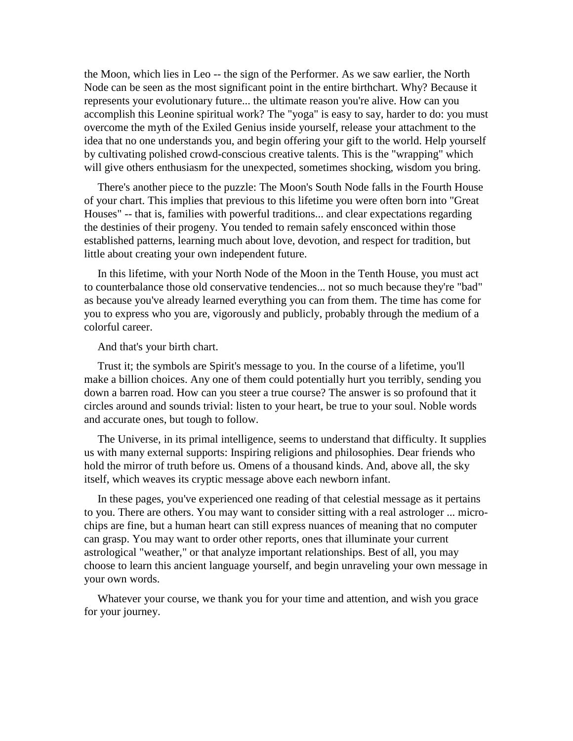the Moon, which lies in Leo -- the sign of the Performer. As we saw earlier, the North Node can be seen as the most significant point in the entire birthchart. Why? Because it represents your evolutionary future... the ultimate reason you're alive. How can you accomplish this Leonine spiritual work? The "yoga" is easy to say, harder to do: you must overcome the myth of the Exiled Genius inside yourself, release your attachment to the idea that no one understands you, and begin offering your gift to the world. Help yourself by cultivating polished crowd-conscious creative talents. This is the "wrapping" which will give others enthusiasm for the unexpected, sometimes shocking, wisdom you bring.

There's another piece to the puzzle: The Moon's South Node falls in the Fourth House of your chart. This implies that previous to this lifetime you were often born into "Great Houses" -- that is, families with powerful traditions... and clear expectations regarding the destinies of their progeny. You tended to remain safely ensconced within those established patterns, learning much about love, devotion, and respect for tradition, but little about creating your own independent future.

In this lifetime, with your North Node of the Moon in the Tenth House, you must act to counterbalance those old conservative tendencies... not so much because they're "bad" as because you've already learned everything you can from them. The time has come for you to express who you are, vigorously and publicly, probably through the medium of a colorful career.

And that's your birth chart.

Trust it; the symbols are Spirit's message to you. In the course of a lifetime, you'll make a billion choices. Any one of them could potentially hurt you terribly, sending you down a barren road. How can you steer a true course? The answer is so profound that it circles around and sounds trivial: listen to your heart, be true to your soul. Noble words and accurate ones, but tough to follow.

The Universe, in its primal intelligence, seems to understand that difficulty. It supplies us with many external supports: Inspiring religions and philosophies. Dear friends who hold the mirror of truth before us. Omens of a thousand kinds. And, above all, the sky itself, which weaves its cryptic message above each newborn infant.

In these pages, you've experienced one reading of that celestial message as it pertains to you. There are others. You may want to consider sitting with a real astrologer ... micro-chips are fine, but a human heart can still express nuances of meaning that no computer can grasp. You may want to order other reports, ones that illuminate your current astrological "weather," or that analyze important relationships. Best of all, you may choose to learn this ancient language yourself, and begin unraveling your own message in your own words.

Whatever your course, we thank you for your time and attention, and wish you grace for your journey.